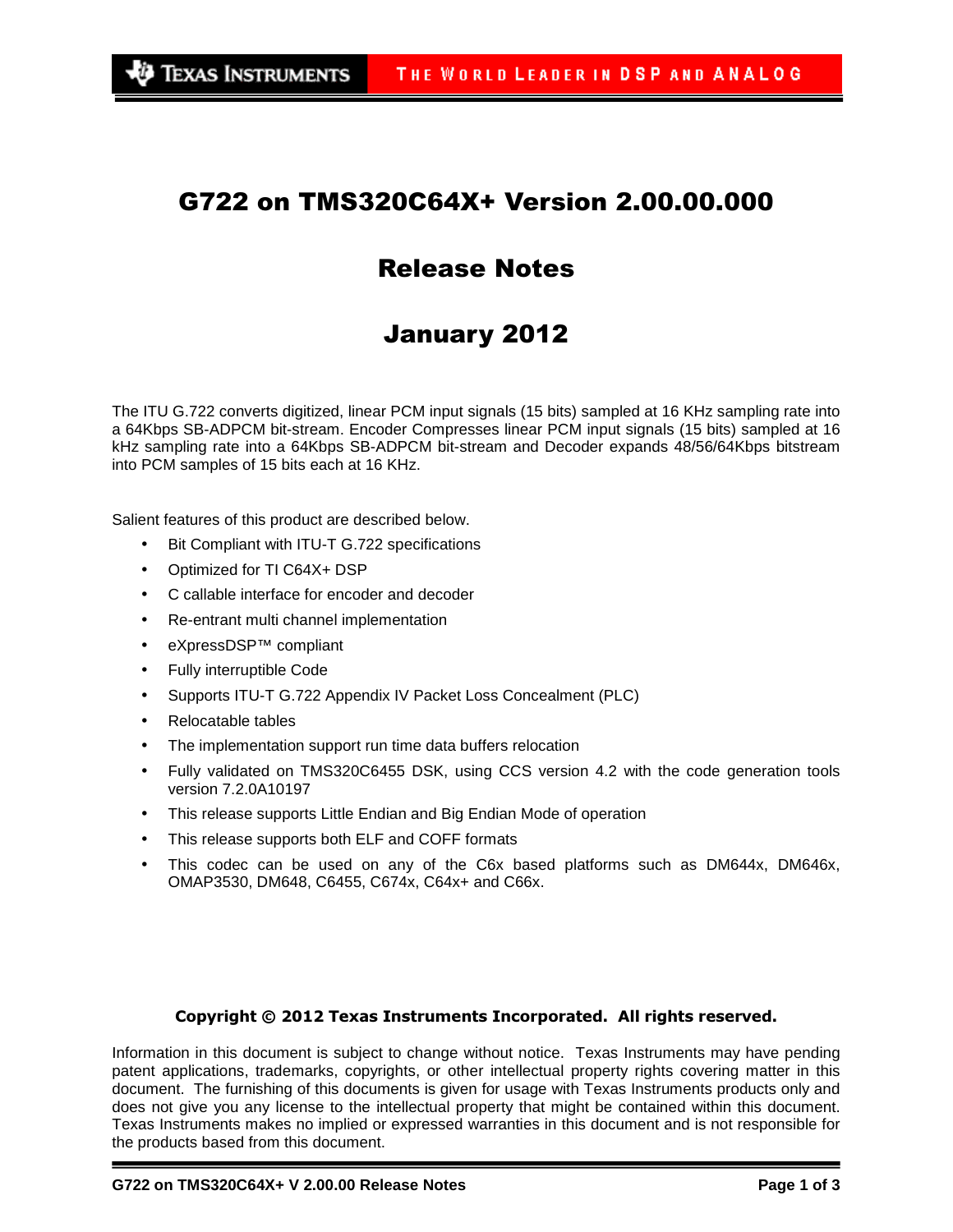# G722 on TMS320C64X+ Version 2.00.00.000

## Release Notes

## January 2012

The ITU G.722 converts digitized, linear PCM input signals (15 bits) sampled at 16 KHz sampling rate into a 64Kbps SB-ADPCM bit-stream. Encoder Compresses linear PCM input signals (15 bits) sampled at 16 kHz sampling rate into a 64Kbps SB-ADPCM bit-stream and Decoder expands 48/56/64Kbps bitstream into PCM samples of 15 bits each at 16 KHz.

Salient features of this product are described below.

- Bit Compliant with ITU-T G.722 specifications
- Optimized for TI C64X+ DSP
- C callable interface for encoder and decoder
- Re-entrant multi channel implementation
- eXpressDSP™ compliant
- Fully interruptible Code
- Supports ITU-T G.722 Appendix IV Packet Loss Concealment (PLC)
- Relocatable tables
- The implementation support run time data buffers relocation
- Fully validated on TMS320C6455 DSK, using CCS version 4.2 with the code generation tools version 7.2.0A10197
- This release supports Little Endian and Big Endian Mode of operation
- This release supports both ELF and COFF formats
- This codec can be used on any of the C6x based platforms such as DM644x, DM646x, OMAP3530, DM648, C6455, C674x, C64x+ and C66x.

**Copyright © 2012 Texas Instruments Incorporated. All rights reserved.**

Information in this document is subject to change without notice. Texas Instruments may have pending patent applications, trademarks, copyrights, or other intellectual property rights covering matter in this document. The furnishing of this documents is given for usage with Texas Instruments products only and does not give you any license to the intellectual property that might be contained within this document. Texas Instruments makes no implied or expressed warranties in this document and is not responsible for the products based from this document.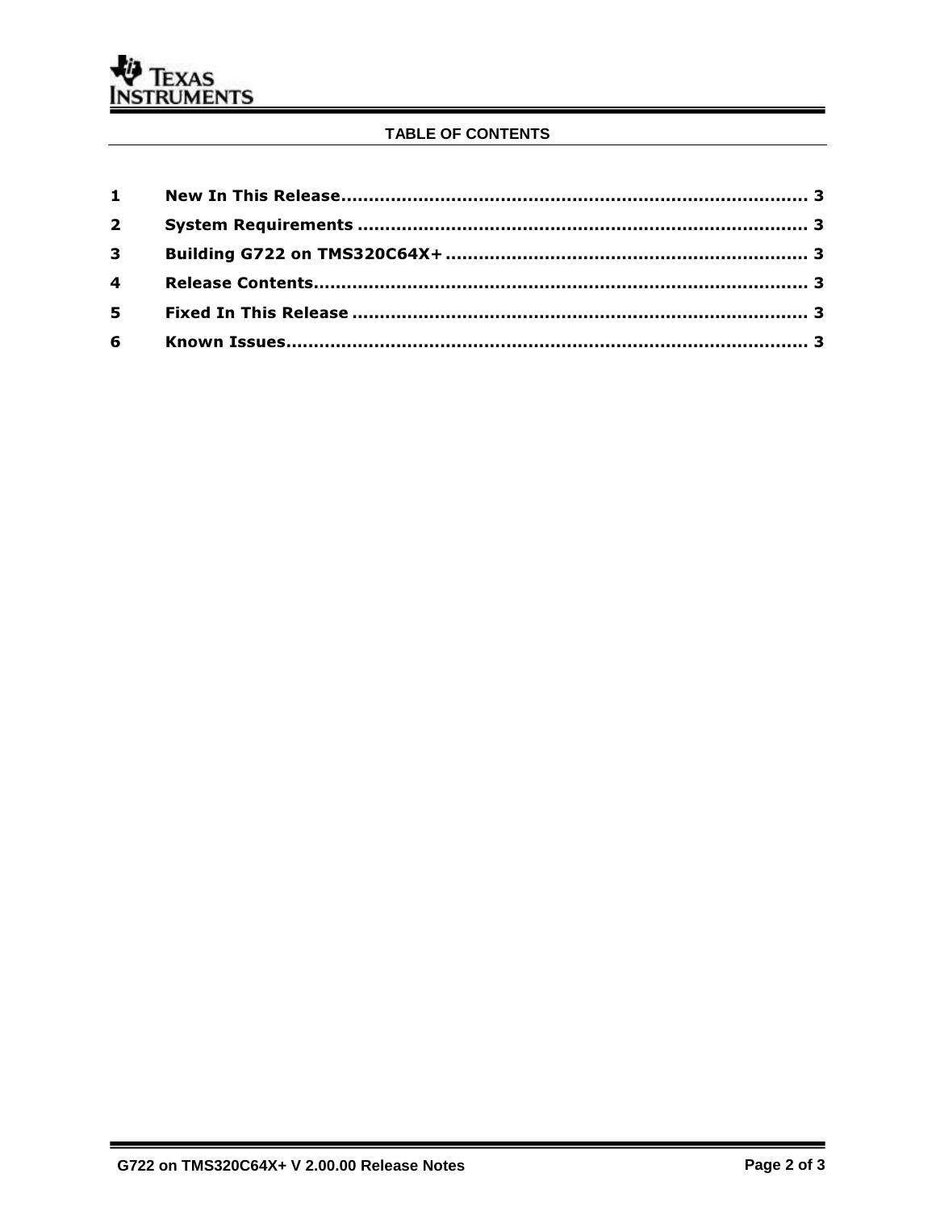## TABLE OF CONTENTS

| | | |
|---|---|---|
| **1** | **New In This Release** | **3** |
| **2** | **System Requirements** | **3** |
| **3** | **Building G722 on TMS320C64X+** | **3** |
| **4** | **Release Contents** | **3** |
| **5** | **Fixed In This Release** | **3** |
| **6** | **Known Issues** | **3** |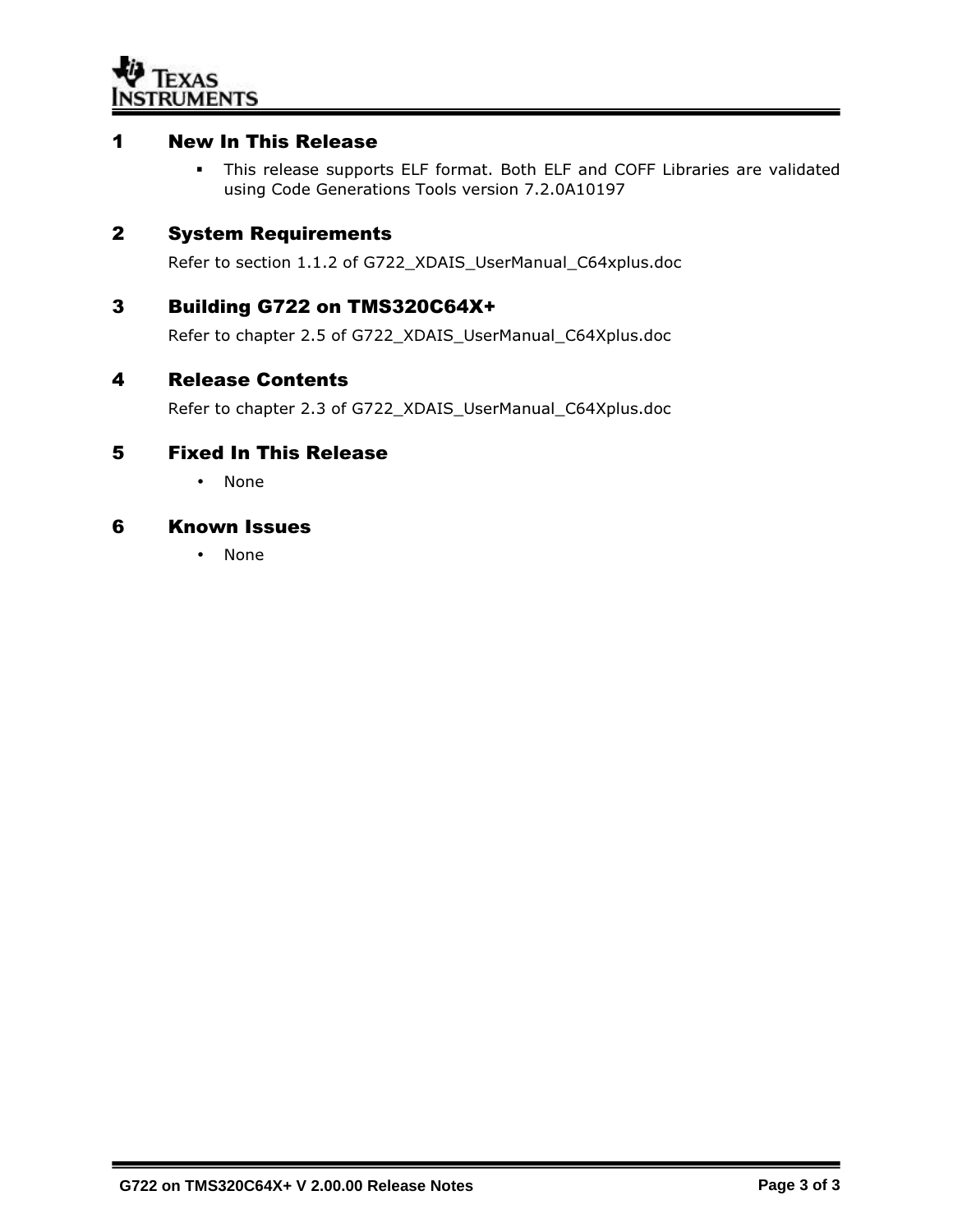## 1 New In This Release

- This release supports ELF format. Both ELF and COFF Libraries are validated using Code Generations Tools version 7.2.0A10197

## 2 System Requirements

Refer to section 1.1.2 of G722_XDAIS_UserManual_C64xplus.doc

## 3 Building G722 on TMS320C64X+

Refer to chapter 2.5 of G722_XDAIS_UserManual_C64Xplus.doc

## 4 Release Contents

Refer to chapter 2.3 of G722_XDAIS_UserManual_C64Xplus.doc

## 5 Fixed In This Release

- None

## 6 Known Issues

- None